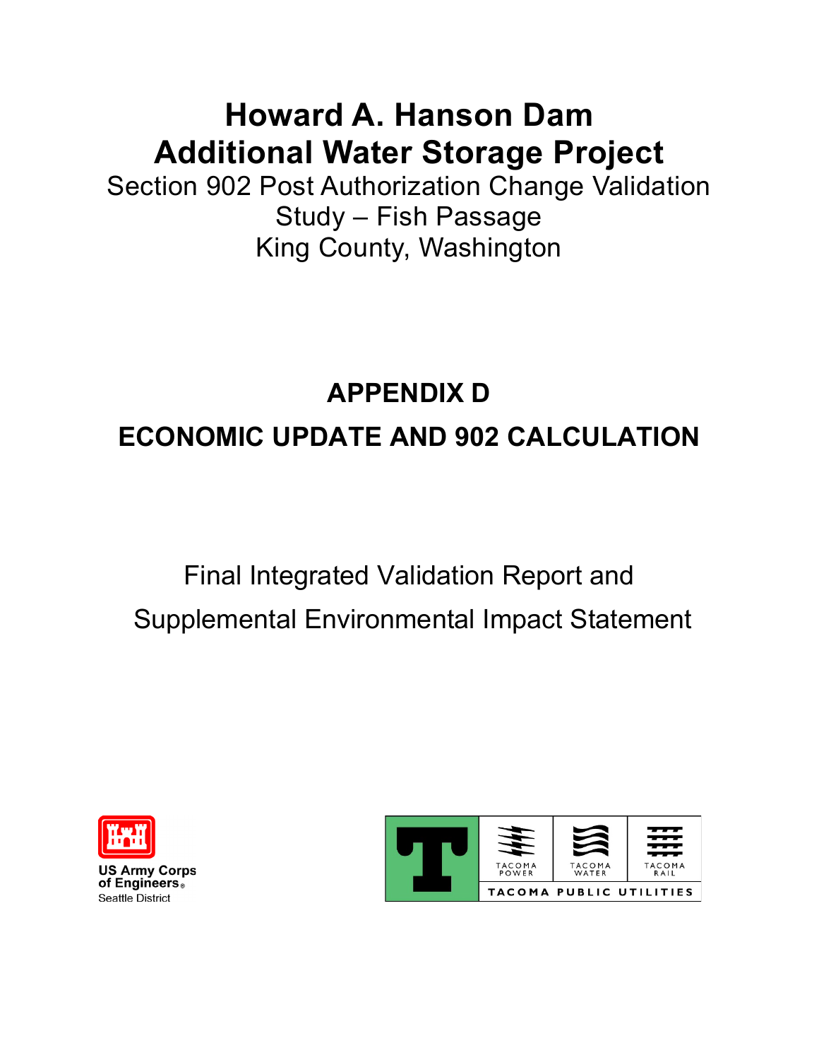# Howard A. Hanson Dam
# Additional Water Storage Project

Section 902 Post Authorization Change Validation Study – Fish Passage
King County, Washington

## APPENDIX D

## ECONOMIC UPDATE AND 902 CALCULATION

Final Integrated Validation Report and

Supplemental Environmental Impact Statement

US Army Corps of Engineers®
Seattle District

TACOMA POWER | TACOMA WATER | TACOMA RAIL
TACOMA PUBLIC UTILITIES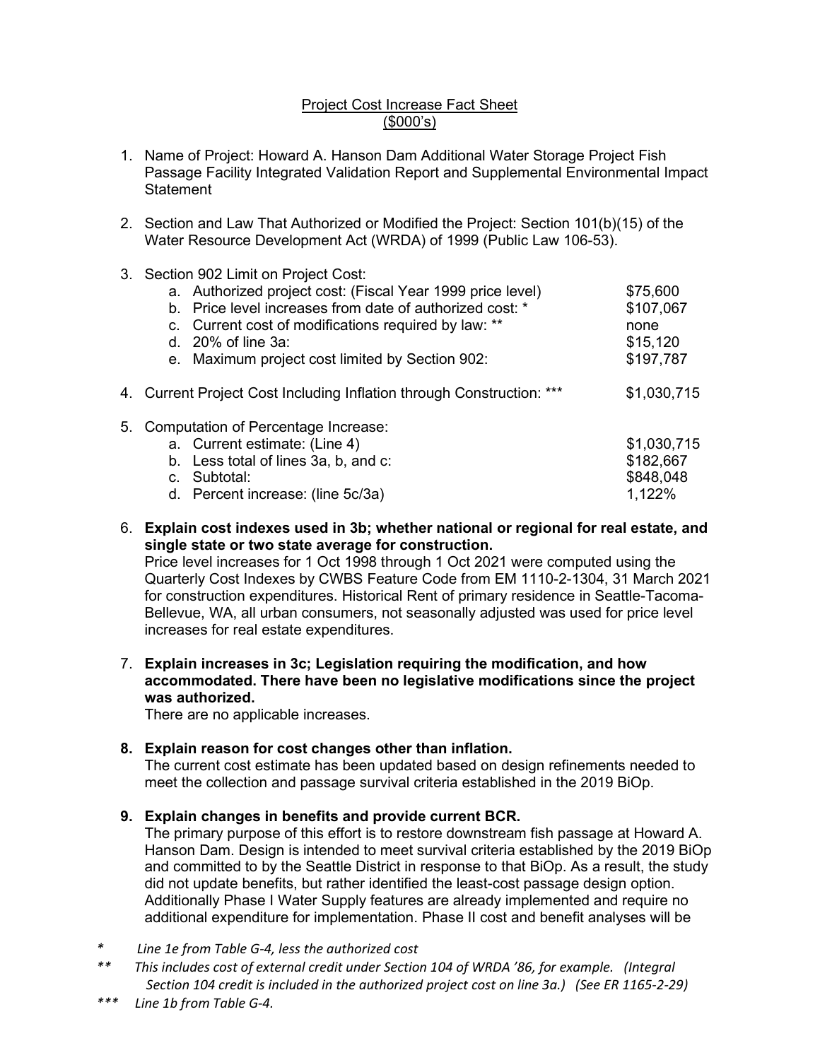<u>Project Cost Increase Fact Sheet</u>
<u>($000's)</u>

1. Name of Project: Howard A. Hanson Dam Additional Water Storage Project Fish Passage Facility Integrated Validation Report and Supplemental Environmental Impact Statement

2. Section and Law That Authorized or Modified the Project: Section 101(b)(15) of the Water Resource Development Act (WRDA) of 1999 (Public Law 106-53).

3. Section 902 Limit on Project Cost:

| | |
|---|---|
| a. Authorized project cost: (Fiscal Year 1999 price level) | $75,600 |
| b. Price level increases from date of authorized cost: * | $107,067 |
| c. Current cost of modifications required by law: ** | none |
| d. 20% of line 3a: | $15,120 |
| e. Maximum project cost limited by Section 902: | $197,787 |

4. Current Project Cost Including Inflation through Construction: *** $1,030,715

5. Computation of Percentage Increase:

| | |
|---|---|
| a. Current estimate: (Line 4) | $1,030,715 |
| b. Less total of lines 3a, b, and c: | $182,667 |
| c. Subtotal: | $848,048 |
| d. Percent increase: (line 5c/3a) | 1,122% |

6. **Explain cost indexes used in 3b; whether national or regional for real estate, and single state or two state average for construction.**
   Price level increases for 1 Oct 1998 through 1 Oct 2021 were computed using the Quarterly Cost Indexes by CWBS Feature Code from EM 1110-2-1304, 31 March 2021 for construction expenditures. Historical Rent of primary residence in Seattle-Tacoma-Bellevue, WA, all urban consumers, not seasonally adjusted was used for price level increases for real estate expenditures.

7. **Explain increases in 3c; Legislation requiring the modification, and how accommodated. There have been no legislative modifications since the project was authorized.**
   There are no applicable increases.

8. **Explain reason for cost changes other than inflation.**
   The current cost estimate has been updated based on design refinements needed to meet the collection and passage survival criteria established in the 2019 BiOp.

9. **Explain changes in benefits and provide current BCR.**
   The primary purpose of this effort is to restore downstream fish passage at Howard A. Hanson Dam. Design is intended to meet survival criteria established by the 2019 BiOp and committed to by the Seattle District in response to that BiOp. As a result, the study did not update benefits, but rather identified the least-cost passage design option. Additionally Phase I Water Supply features are already implemented and require no additional expenditure for implementation. Phase II cost and benefit analyses will be

\* *Line 1e from Table G-4, less the authorized cost*

\*\* *This includes cost of external credit under Section 104 of WRDA '86, for example. (Integral Section 104 credit is included in the authorized project cost on line 3a.) (See ER 1165-2-29)*

\*\*\* *Line 1b from Table G-4.*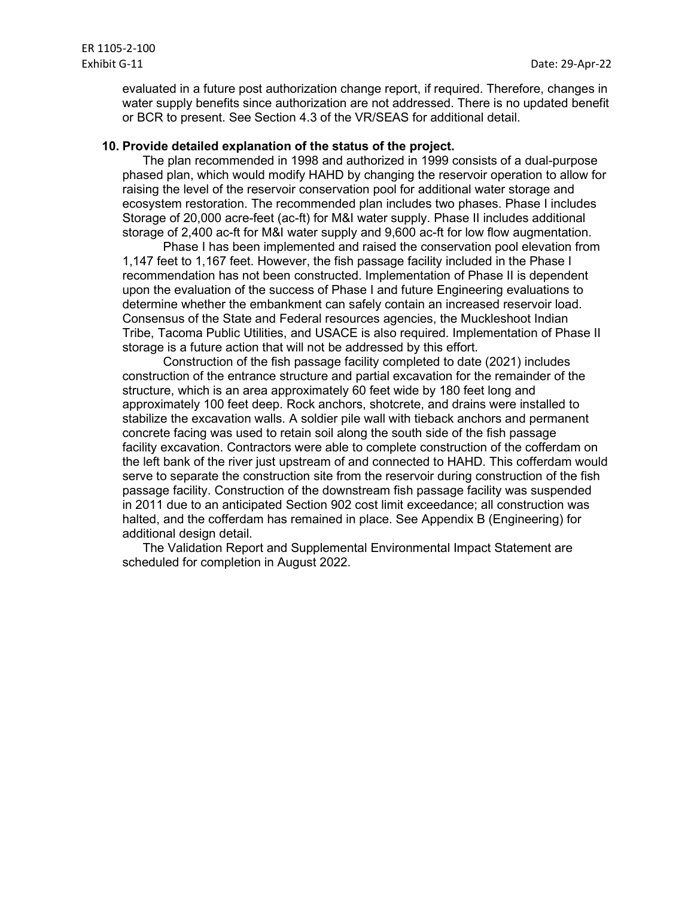evaluated in a future post authorization change report, if required. Therefore, changes in water supply benefits since authorization are not addressed. There is no updated benefit or BCR to present. See Section 4.3 of the VR/SEAS for additional detail.

**10. Provide detailed explanation of the status of the project.**

The plan recommended in 1998 and authorized in 1999 consists of a dual-purpose phased plan, which would modify HAHD by changing the reservoir operation to allow for raising the level of the reservoir conservation pool for additional water storage and ecosystem restoration. The recommended plan includes two phases. Phase I includes Storage of 20,000 acre-feet (ac-ft) for M&I water supply. Phase II includes additional storage of 2,400 ac-ft for M&I water supply and 9,600 ac-ft for low flow augmentation.

Phase I has been implemented and raised the conservation pool elevation from 1,147 feet to 1,167 feet. However, the fish passage facility included in the Phase I recommendation has not been constructed. Implementation of Phase II is dependent upon the evaluation of the success of Phase I and future Engineering evaluations to determine whether the embankment can safely contain an increased reservoir load. Consensus of the State and Federal resources agencies, the Muckleshoot Indian Tribe, Tacoma Public Utilities, and USACE is also required. Implementation of Phase II storage is a future action that will not be addressed by this effort.

Construction of the fish passage facility completed to date (2021) includes construction of the entrance structure and partial excavation for the remainder of the structure, which is an area approximately 60 feet wide by 180 feet long and approximately 100 feet deep. Rock anchors, shotcrete, and drains were installed to stabilize the excavation walls. A soldier pile wall with tieback anchors and permanent concrete facing was used to retain soil along the south side of the fish passage facility excavation. Contractors were able to complete construction of the cofferdam on the left bank of the river just upstream of and connected to HAHD. This cofferdam would serve to separate the construction site from the reservoir during construction of the fish passage facility. Construction of the downstream fish passage facility was suspended in 2011 due to an anticipated Section 902 cost limit exceedance; all construction was halted, and the cofferdam has remained in place. See Appendix B (Engineering) for additional design detail.

The Validation Report and Supplemental Environmental Impact Statement are scheduled for completion in August 2022.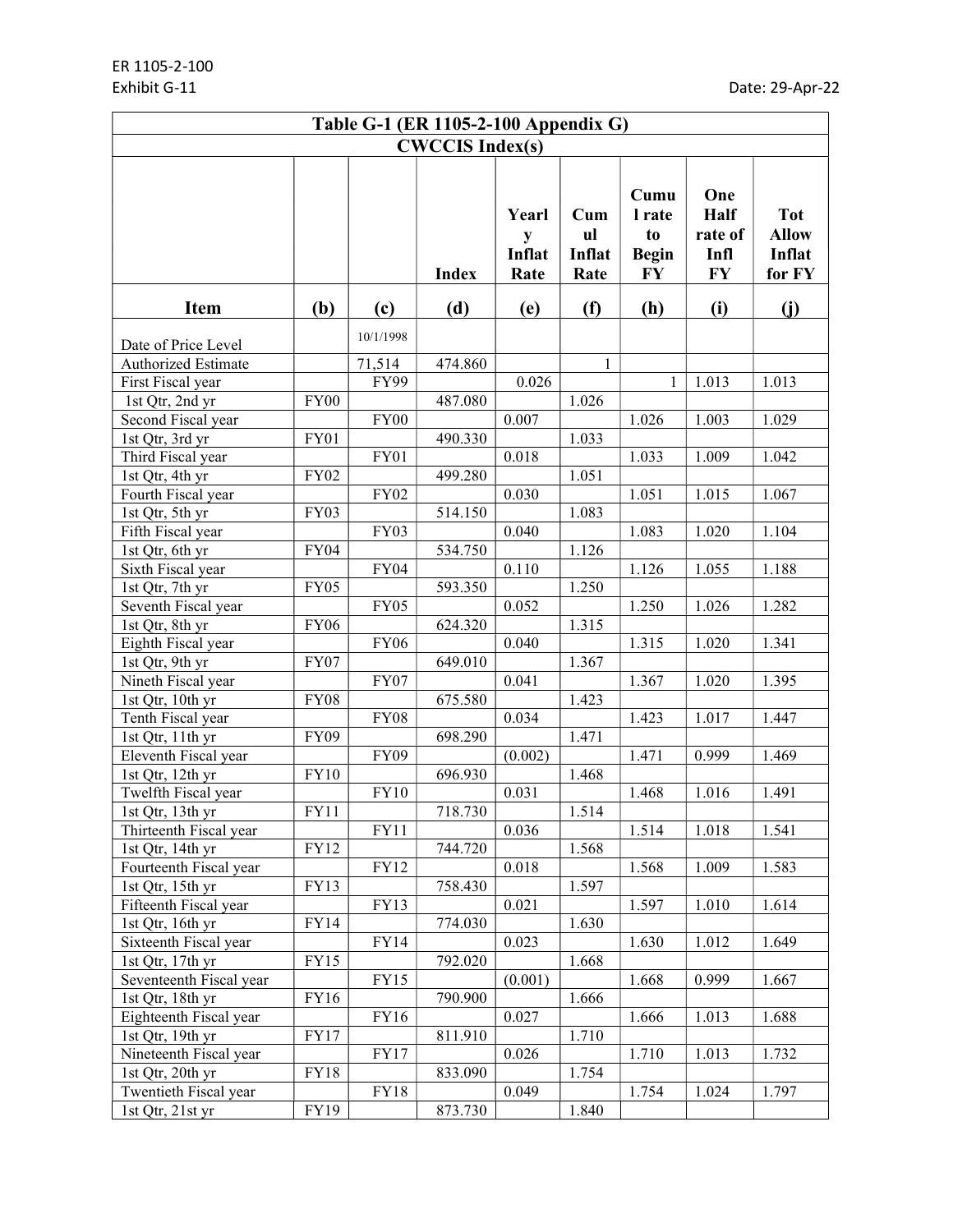ER 1105-2-100
Exhibit G-11

Date: 29-Apr-22

| Table G-1 (ER 1105-2-100 Appendix G) | | | | | | | | |
|---|---|---|---|---|---|---|---|---|
| CWCCIS Index(s) | | | | | | | | |
| | | | Index | Yearly Inflat Rate | Cumul Inflat Rate | Cumul rate to Begin FY | One Half rate of Infl FY | Tot Allow Inflat for FY |
| **Item** | **(b)** | **(c)** | **(d)** | **(e)** | **(f)** | **(h)** | **(i)** | **(j)** |
| Date of Price Level | | 10/1/1998 | | | | | | |
| Authorized Estimate | | 71,514 | 474.860 | | 1 | | | |
| First Fiscal year | | FY99 | | 0.026 | | 1 | 1.013 | 1.013 |
| 1st Qtr, 2nd yr | FY00 | | 487.080 | | 1.026 | | | |
| Second Fiscal year | | FY00 | | 0.007 | | 1.026 | 1.003 | 1.029 |
| 1st Qtr, 3rd yr | FY01 | | 490.330 | | 1.033 | | | |
| Third Fiscal year | | FY01 | | 0.018 | | 1.033 | 1.009 | 1.042 |
| 1st Qtr, 4th yr | FY02 | | 499.280 | | 1.051 | | | |
| Fourth Fiscal year | | FY02 | | 0.030 | | 1.051 | 1.015 | 1.067 |
| 1st Qtr, 5th yr | FY03 | | 514.150 | | 1.083 | | | |
| Fifth Fiscal year | | FY03 | | 0.040 | | 1.083 | 1.020 | 1.104 |
| 1st Qtr, 6th yr | FY04 | | 534.750 | | 1.126 | | | |
| Sixth Fiscal year | | FY04 | | 0.110 | | 1.126 | 1.055 | 1.188 |
| 1st Qtr, 7th yr | FY05 | | 593.350 | | 1.250 | | | |
| Seventh Fiscal year | | FY05 | | 0.052 | | 1.250 | 1.026 | 1.282 |
| 1st Qtr, 8th yr | FY06 | | 624.320 | | 1.315 | | | |
| Eighth Fiscal year | | FY06 | | 0.040 | | 1.315 | 1.020 | 1.341 |
| 1st Qtr, 9th yr | FY07 | | 649.010 | | 1.367 | | | |
| Nineth Fiscal year | | FY07 | | 0.041 | | 1.367 | 1.020 | 1.395 |
| 1st Qtr, 10th yr | FY08 | | 675.580 | | 1.423 | | | |
| Tenth Fiscal year | | FY08 | | 0.034 | | 1.423 | 1.017 | 1.447 |
| 1st Qtr, 11th yr | FY09 | | 698.290 | | 1.471 | | | |
| Eleventh Fiscal year | | FY09 | | (0.002) | | 1.471 | 0.999 | 1.469 |
| 1st Qtr, 12th yr | FY10 | | 696.930 | | 1.468 | | | |
| Twelfth Fiscal year | | FY10 | | 0.031 | | 1.468 | 1.016 | 1.491 |
| 1st Qtr, 13th yr | FY11 | | 718.730 | | 1.514 | | | |
| Thirteenth Fiscal year | | FY11 | | 0.036 | | 1.514 | 1.018 | 1.541 |
| 1st Qtr, 14th yr | FY12 | | 744.720 | | 1.568 | | | |
| Fourteenth Fiscal year | | FY12 | | 0.018 | | 1.568 | 1.009 | 1.583 |
| 1st Qtr, 15th yr | FY13 | | 758.430 | | 1.597 | | | |
| Fifteenth Fiscal year | | FY13 | | 0.021 | | 1.597 | 1.010 | 1.614 |
| 1st Qtr, 16th yr | FY14 | | 774.030 | | 1.630 | | | |
| Sixteenth Fiscal year | | FY14 | | 0.023 | | 1.630 | 1.012 | 1.649 |
| 1st Qtr, 17th yr | FY15 | | 792.020 | | 1.668 | | | |
| Seventeenth Fiscal year | | FY15 | | (0.001) | | 1.668 | 0.999 | 1.667 |
| 1st Qtr, 18th yr | FY16 | | 790.900 | | 1.666 | | | |
| Eighteenth Fiscal year | | FY16 | | 0.027 | | 1.666 | 1.013 | 1.688 |
| 1st Qtr, 19th yr | FY17 | | 811.910 | | 1.710 | | | |
| Nineteenth Fiscal year | | FY17 | | 0.026 | | 1.710 | 1.013 | 1.732 |
| 1st Qtr, 20th yr | FY18 | | 833.090 | | 1.754 | | | |
| Twentieth Fiscal year | | FY18 | | 0.049 | | 1.754 | 1.024 | 1.797 |
| 1st Qtr, 21st yr | FY19 | | 873.730 | | 1.840 | | | |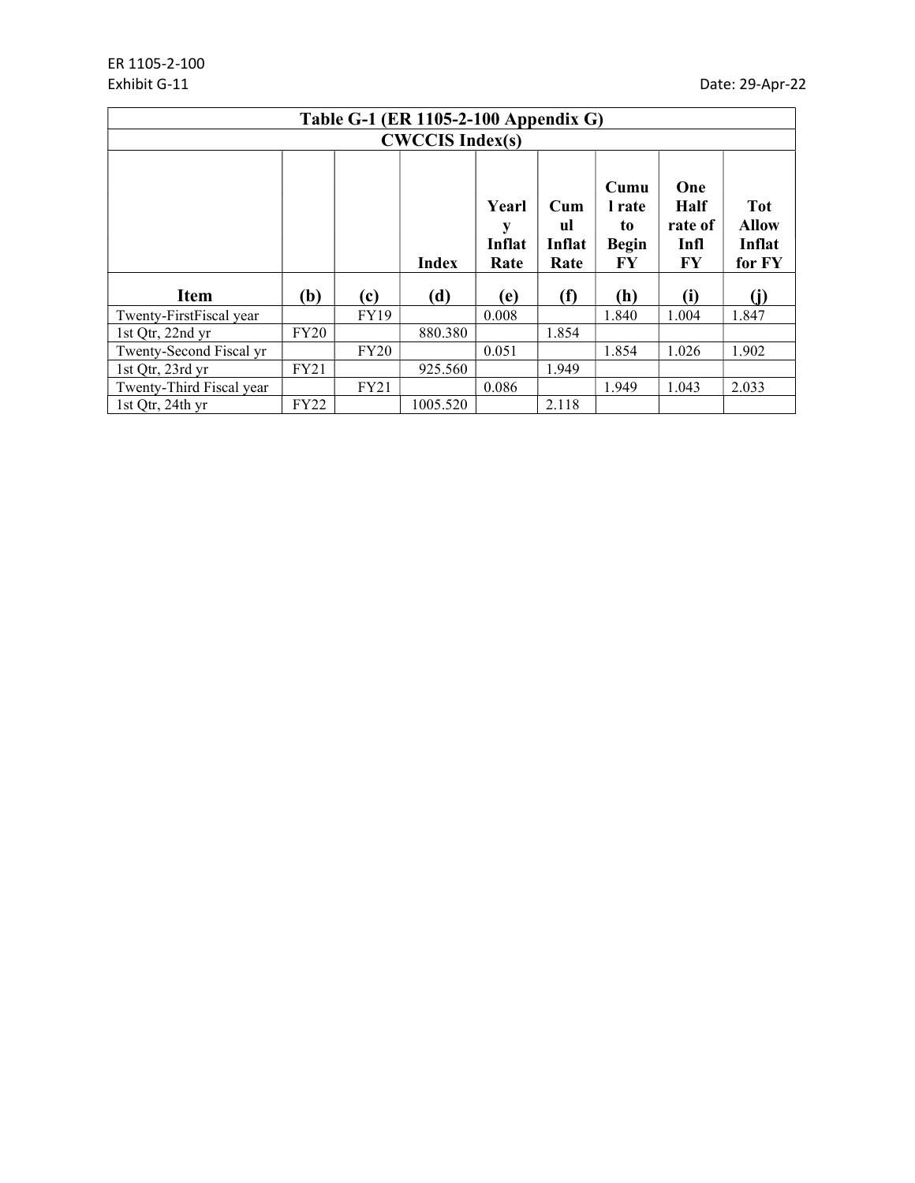ER 1105-2-100
Exhibit G-11

Date: 29-Apr-22

| Table G-1 (ER 1105-2-100 Appendix G) | | | | | | | | |
|---|---|---|---|---|---|---|---|---|
| CWCCIS Index(s) | | | | | | | | |
| | | | Index | Yearly Inflat Rate | Cumul Inflat Rate | Cumul rate to Begin FY | One Half rate of Infl FY | Tot Allow Inflat for FY |
| **Item** | **(b)** | **(c)** | **(d)** | **(e)** | **(f)** | **(h)** | **(i)** | **(j)** |
| Twenty-FirstFiscal year | | FY19 | | 0.008 | | 1.840 | 1.004 | 1.847 |
| 1st Qtr, 22nd yr | FY20 | | 880.380 | | 1.854 | | | |
| Twenty-Second Fiscal yr | | FY20 | | 0.051 | | 1.854 | 1.026 | 1.902 |
| 1st Qtr, 23rd yr | FY21 | | 925.560 | | 1.949 | | | |
| Twenty-Third Fiscal year | | FY21 | | 0.086 | | 1.949 | 1.043 | 2.033 |
| 1st Qtr, 24th yr | FY22 | | 1005.520 | | 2.118 | | | |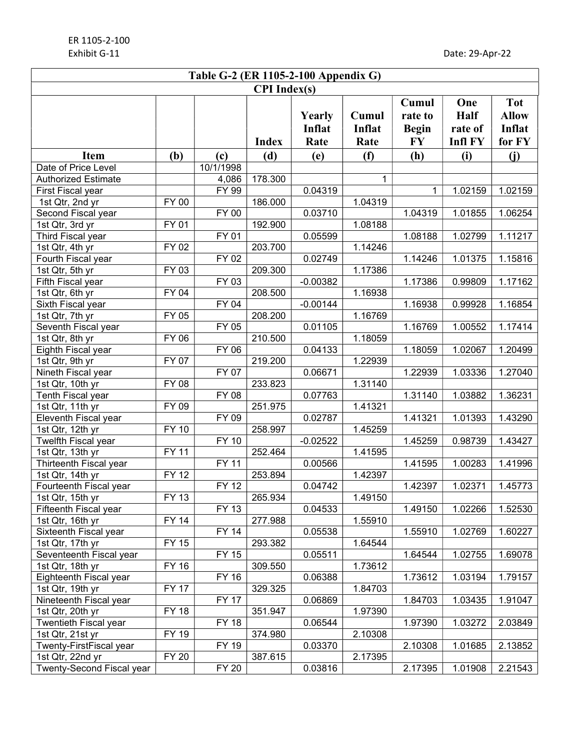ER 1105-2-100
Exhibit G-11 Date: 29-Apr-22

| Table G-2 (ER 1105-2-100 Appendix G) | | | | | | | | |
|---|---|---|---|---|---|---|---|---|
| CPI Index(s) | | | | | | | | |
| | | | Index | Yearly Inflat Rate | Cumul Inflat Rate | Cumul rate to Begin FY | One Half rate of Infl FY | Tot Allow Inflat for FY |
| **Item** | **(b)** | **(c)** | **(d)** | **(e)** | **(f)** | **(h)** | **(i)** | **(j)** |
| Date of Price Level | | 10/1/1998 | | | | | | |
| Authorized Estimate | | 4,086 | 178.300 | | 1 | | | |
| First Fiscal year | | FY 99 | | 0.04319 | | 1 | 1.02159 | 1.02159 |
| 1st Qtr, 2nd yr | FY 00 | | 186.000 | | 1.04319 | | | |
| Second Fiscal year | | FY 00 | | 0.03710 | | 1.04319 | 1.01855 | 1.06254 |
| 1st Qtr, 3rd yr | FY 01 | | 192.900 | | 1.08188 | | | |
| Third Fiscal year | | FY 01 | | 0.05599 | | 1.08188 | 1.02799 | 1.11217 |
| 1st Qtr, 4th yr | FY 02 | | 203.700 | | 1.14246 | | | |
| Fourth Fiscal year | | FY 02 | | 0.02749 | | 1.14246 | 1.01375 | 1.15816 |
| 1st Qtr, 5th yr | FY 03 | | 209.300 | | 1.17386 | | | |
| Fifth Fiscal year | | FY 03 | | -0.00382 | | 1.17386 | 0.99809 | 1.17162 |
| 1st Qtr, 6th yr | FY 04 | | 208.500 | | 1.16938 | | | |
| Sixth Fiscal year | | FY 04 | | -0.00144 | | 1.16938 | 0.99928 | 1.16854 |
| 1st Qtr, 7th yr | FY 05 | | 208.200 | | 1.16769 | | | |
| Seventh Fiscal year | | FY 05 | | 0.01105 | | 1.16769 | 1.00552 | 1.17414 |
| 1st Qtr, 8th yr | FY 06 | | 210.500 | | 1.18059 | | | |
| Eighth Fiscal year | | FY 06 | | 0.04133 | | 1.18059 | 1.02067 | 1.20499 |
| 1st Qtr, 9th yr | FY 07 | | 219.200 | | 1.22939 | | | |
| Nineth Fiscal year | | FY 07 | | 0.06671 | | 1.22939 | 1.03336 | 1.27040 |
| 1st Qtr, 10th yr | FY 08 | | 233.823 | | 1.31140 | | | |
| Tenth Fiscal year | | FY 08 | | 0.07763 | | 1.31140 | 1.03882 | 1.36231 |
| 1st Qtr, 11th yr | FY 09 | | 251.975 | | 1.41321 | | | |
| Eleventh Fiscal year | | FY 09 | | 0.02787 | | 1.41321 | 1.01393 | 1.43290 |
| 1st Qtr, 12th yr | FY 10 | | 258.997 | | 1.45259 | | | |
| Twelfth Fiscal year | | FY 10 | | -0.02522 | | 1.45259 | 0.98739 | 1.43427 |
| 1st Qtr, 13th yr | FY 11 | | 252.464 | | 1.41595 | | | |
| Thirteenth Fiscal year | | FY 11 | | 0.00566 | | 1.41595 | 1.00283 | 1.41996 |
| 1st Qtr, 14th yr | FY 12 | | 253.894 | | 1.42397 | | | |
| Fourteenth Fiscal year | | FY 12 | | 0.04742 | | 1.42397 | 1.02371 | 1.45773 |
| 1st Qtr, 15th yr | FY 13 | | 265.934 | | 1.49150 | | | |
| Fifteenth Fiscal year | | FY 13 | | 0.04533 | | 1.49150 | 1.02266 | 1.52530 |
| 1st Qtr, 16th yr | FY 14 | | 277.988 | | 1.55910 | | | |
| Sixteenth Fiscal year | | FY 14 | | 0.05538 | | 1.55910 | 1.02769 | 1.60227 |
| 1st Qtr, 17th yr | FY 15 | | 293.382 | | 1.64544 | | | |
| Seventeenth Fiscal year | | FY 15 | | 0.05511 | | 1.64544 | 1.02755 | 1.69078 |
| 1st Qtr, 18th yr | FY 16 | | 309.550 | | 1.73612 | | | |
| Eighteenth Fiscal year | | FY 16 | | 0.06388 | | 1.73612 | 1.03194 | 1.79157 |
| 1st Qtr, 19th yr | FY 17 | | 329.325 | | 1.84703 | | | |
| Nineteenth Fiscal year | | FY 17 | | 0.06869 | | 1.84703 | 1.03435 | 1.91047 |
| 1st Qtr, 20th yr | FY 18 | | 351.947 | | 1.97390 | | | |
| Twentieth Fiscal year | | FY 18 | | 0.06544 | | 1.97390 | 1.03272 | 2.03849 |
| 1st Qtr, 21st yr | FY 19 | | 374.980 | | 2.10308 | | | |
| Twenty-FirstFiscal year | | FY 19 | | 0.03370 | | 2.10308 | 1.01685 | 2.13852 |
| 1st Qtr, 22nd yr | FY 20 | | 387.615 | | 2.17395 | | | |
| Twenty-Second Fiscal year | | FY 20 | | 0.03816 | | 2.17395 | 1.01908 | 2.21543 |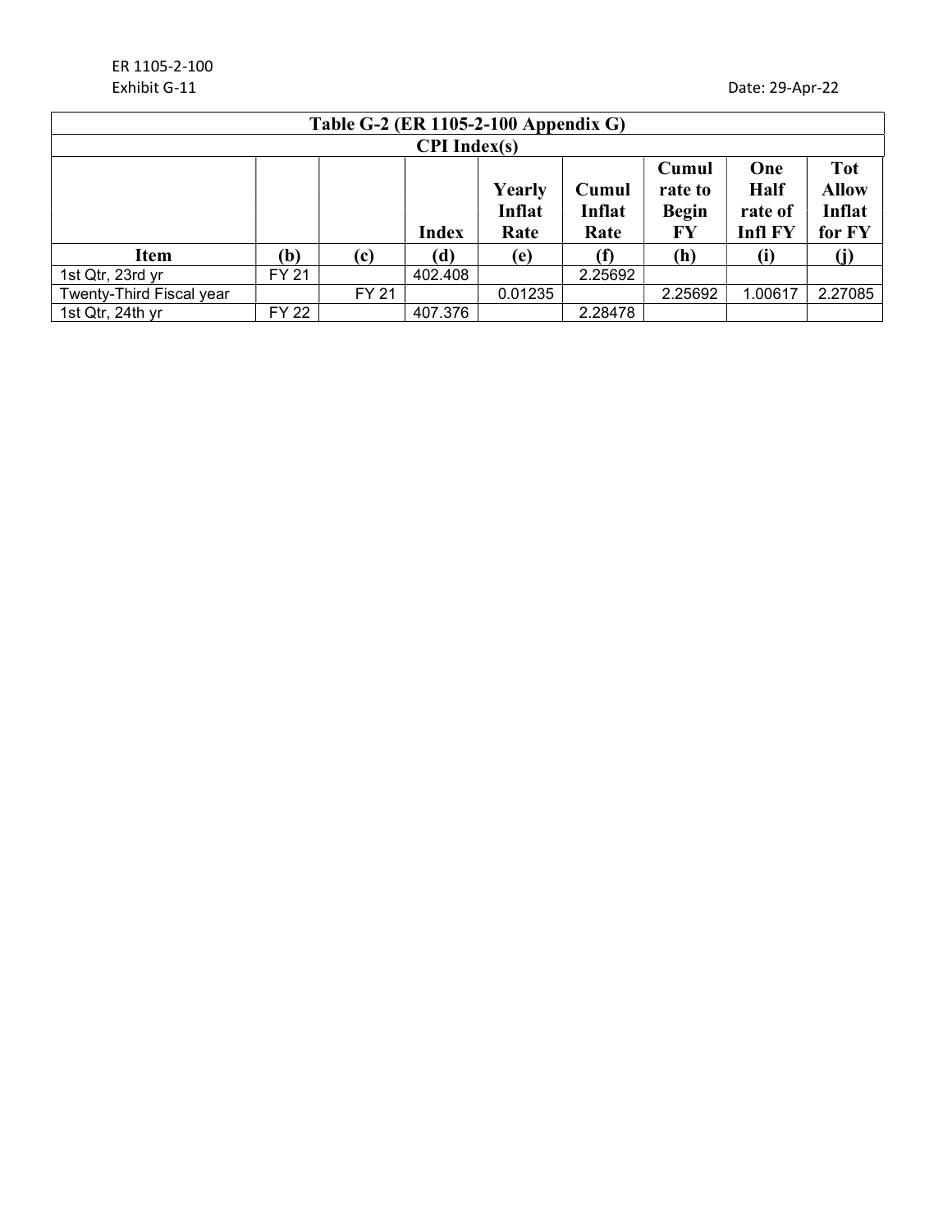ER 1105-2-100
Exhibit G-11

Date: 29-Apr-22

| Table G-2 (ER 1105-2-100 Appendix G) | | | | | | | | |
|---|---|---|---|---|---|---|---|---|
| **CPI Index(s)** | | | | | | | | |
| | | | **Index** | **Yearly Inflat Rate** | **Cumul Inflat Rate** | **Cumul rate to Begin FY** | **One Half rate of Infl FY** | **Tot Allow Inflat for FY** |
| **Item** | **(b)** | **(c)** | **(d)** | **(e)** | **(f)** | **(h)** | **(i)** | **(j)** |
| 1st Qtr, 23rd yr | FY 21 | | 402.408 | | 2.25692 | | | |
| Twenty-Third Fiscal year | | FY 21 | | 0.01235 | | 2.25692 | 1.00617 | 2.27085 |
| 1st Qtr, 24th yr | FY 22 | | 407.376 | | 2.28478 | | | |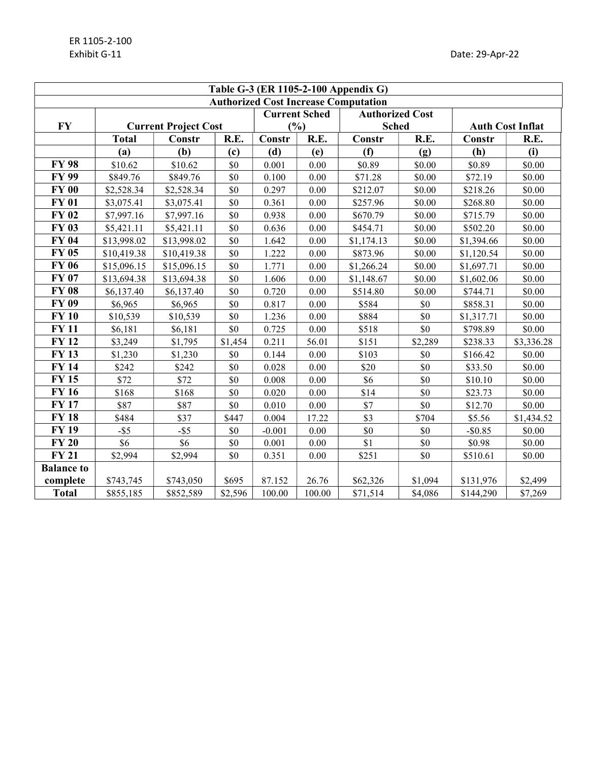ER 1105-2-100
Exhibit G-11

Date: 29-Apr-22

| Table G-3 (ER 1105-2-100 Appendix G) | | | | | | | | | |
|---|---|---|---|---|---|---|---|---|---|
| **Authorized Cost Increase Computation** | | | | | | | | | |
| **FY** | **Current Project Cost** | | | **Current Sched (%)** | | **Authorized Cost Sched** | | **Auth Cost Inflat** | |
| | **Total** | **Constr** | **R.E.** | **Constr** | **R.E.** | **Constr** | **R.E.** | **Constr** | **R.E.** |
| | **(a)** | **(b)** | **(c)** | **(d)** | **(e)** | **(f)** | **(g)** | **(h)** | **(i)** |
| **FY 98** | $10.62 | $10.62 | $0 | 0.001 | 0.00 | $0.89 | $0.00 | $0.89 | $0.00 |
| **FY 99** | $849.76 | $849.76 | $0 | 0.100 | 0.00 | $71.28 | $0.00 | $72.19 | $0.00 |
| **FY 00** | $2,528.34 | $2,528.34 | $0 | 0.297 | 0.00 | $212.07 | $0.00 | $218.26 | $0.00 |
| **FY 01** | $3,075.41 | $3,075.41 | $0 | 0.361 | 0.00 | $257.96 | $0.00 | $268.80 | $0.00 |
| **FY 02** | $7,997.16 | $7,997.16 | $0 | 0.938 | 0.00 | $670.79 | $0.00 | $715.79 | $0.00 |
| **FY 03** | $5,421.11 | $5,421.11 | $0 | 0.636 | 0.00 | $454.71 | $0.00 | $502.20 | $0.00 |
| **FY 04** | $13,998.02 | $13,998.02 | $0 | 1.642 | 0.00 | $1,174.13 | $0.00 | $1,394.66 | $0.00 |
| **FY 05** | $10,419.38 | $10,419.38 | $0 | 1.222 | 0.00 | $873.96 | $0.00 | $1,120.54 | $0.00 |
| **FY 06** | $15,096.15 | $15,096.15 | $0 | 1.771 | 0.00 | $1,266.24 | $0.00 | $1,697.71 | $0.00 |
| **FY 07** | $13,694.38 | $13,694.38 | $0 | 1.606 | 0.00 | $1,148.67 | $0.00 | $1,602.06 | $0.00 |
| **FY 08** | $6,137.40 | $6,137.40 | $0 | 0.720 | 0.00 | $514.80 | $0.00 | $744.71 | $0.00 |
| **FY 09** | $6,965 | $6,965 | $0 | 0.817 | 0.00 | $584 | $0 | $858.31 | $0.00 |
| **FY 10** | $10,539 | $10,539 | $0 | 1.236 | 0.00 | $884 | $0 | $1,317.71 | $0.00 |
| **FY 11** | $6,181 | $6,181 | $0 | 0.725 | 0.00 | $518 | $0 | $798.89 | $0.00 |
| **FY 12** | $3,249 | $1,795 | $1,454 | 0.211 | 56.01 | $151 | $2,289 | $238.33 | $3,336.28 |
| **FY 13** | $1,230 | $1,230 | $0 | 0.144 | 0.00 | $103 | $0 | $166.42 | $0.00 |
| **FY 14** | $242 | $242 | $0 | 0.028 | 0.00 | $20 | $0 | $33.50 | $0.00 |
| **FY 15** | $72 | $72 | $0 | 0.008 | 0.00 | $6 | $0 | $10.10 | $0.00 |
| **FY 16** | $168 | $168 | $0 | 0.020 | 0.00 | $14 | $0 | $23.73 | $0.00 |
| **FY 17** | $87 | $87 | $0 | 0.010 | 0.00 | $7 | $0 | $12.70 | $0.00 |
| **FY 18** | $484 | $37 | $447 | 0.004 | 17.22 | $3 | $704 | $5.56 | $1,434.52 |
| **FY 19** | -$5 | -$5 | $0 | -0.001 | 0.00 | $0 | $0 | -$0.85 | $0.00 |
| **FY 20** | $6 | $6 | $0 | 0.001 | 0.00 | $1 | $0 | $0.98 | $0.00 |
| **FY 21** | $2,994 | $2,994 | $0 | 0.351 | 0.00 | $251 | $0 | $510.61 | $0.00 |
| **Balance to complete** | $743,745 | $743,050 | $695 | 87.152 | 26.76 | $62,326 | $1,094 | $131,976 | $2,499 |
| **Total** | $855,185 | $852,589 | $2,596 | 100.00 | 100.00 | $71,514 | $4,086 | $144,290 | $7,269 |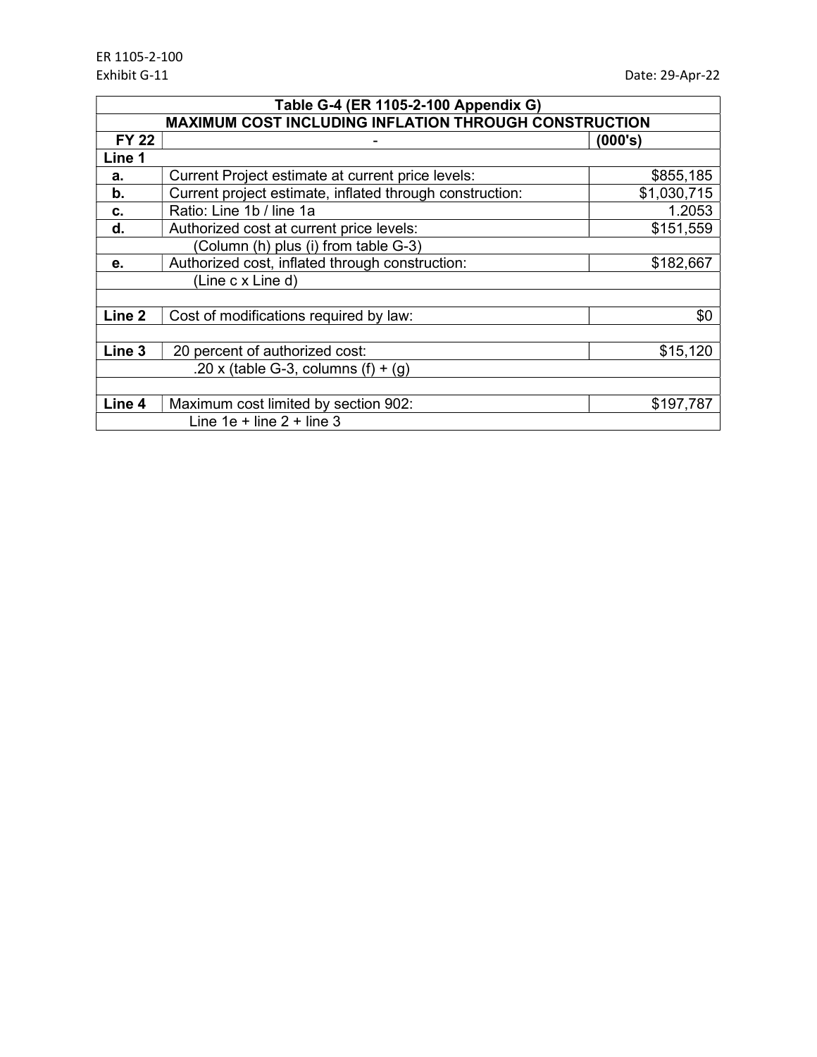ER 1105-2-100
Exhibit G-11

Date: 29-Apr-22

| Table G-4 (ER 1105-2-100 Appendix G) | | |
|---|---|---|
| **MAXIMUM COST INCLUDING INFLATION THROUGH CONSTRUCTION** | | |
| **FY 22** | - | **(000's)** |
| **Line 1** | | |
| **a.** | Current Project estimate at current price levels: | $855,185 |
| **b.** | Current project estimate, inflated through construction: | $1,030,715 |
| **c.** | Ratio: Line 1b / line 1a | 1.2053 |
| **d.** | Authorized cost at current price levels: | $151,559 |
| | (Column (h) plus (i) from table G-3) | |
| **e.** | Authorized cost, inflated through construction: | $182,667 |
| | (Line c x Line d) | |
| | | |
| **Line 2** | Cost of modifications required by law: | $0 |
| | | |
| **Line 3** | 20 percent of authorized cost: | $15,120 |
| | .20 x (table G-3, columns (f) + (g) | |
| | | |
| **Line 4** | Maximum cost limited by section 902: | $197,787 |
| | Line 1e + line 2 + line 3 | |